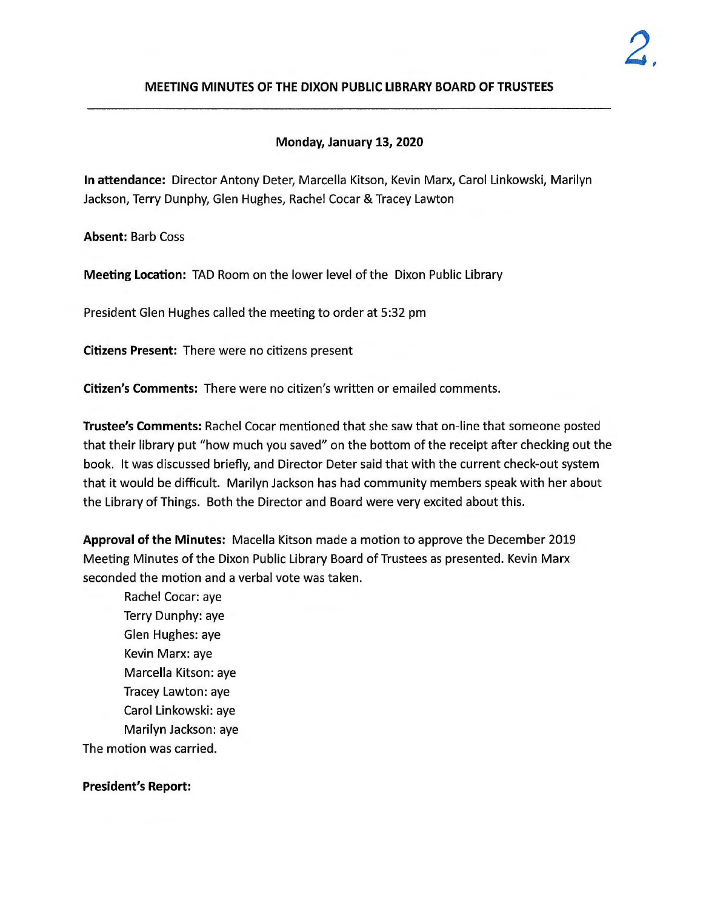# MEETING MINUTES OF THE DIXON PUBLIC LIBRARY BOARD OF TRUSTEES

**Monday, January 13, 2020**

**In attendance:** Director Antony Deter, Marcella Kitson, Kevin Marx, Carol Linkowski, Marilyn Jackson, Terry Dunphy, Glen Hughes, Rachel Cocar & Tracey Lawton

**Absent:** Barb Coss

**Meeting Location:** TAD Room on the lower level of the Dixon Public Library

President Glen Hughes called the meeting to order at 5:32 pm

**Citizens Present:** There were no citizens present

**Citizen's Comments:** There were no citizen's written or emailed comments.

**Trustee's Comments:** Rachel Cocar mentioned that she saw that on-line that someone posted that their library put "how much you saved" on the bottom of the receipt after checking out the book. It was discussed briefly, and Director Deter said that with the current check-out system that it would be difficult. Marilyn Jackson has had community members speak with her about the Library of Things. Both the Director and Board were very excited about this.

**Approval of the Minutes:** Macella Kitson made a motion to approve the December 2019 Meeting Minutes of the Dixon Public Library Board of Trustees as presented. Kevin Marx seconded the motion and a verbal vote was taken.

Rachel Cocar: aye
Terry Dunphy: aye
Glen Hughes: aye
Kevin Marx: aye
Marcella Kitson: aye
Tracey Lawton: aye
Carol Linkowski: aye
Marilyn Jackson: aye

The motion was carried.

**President's Report:**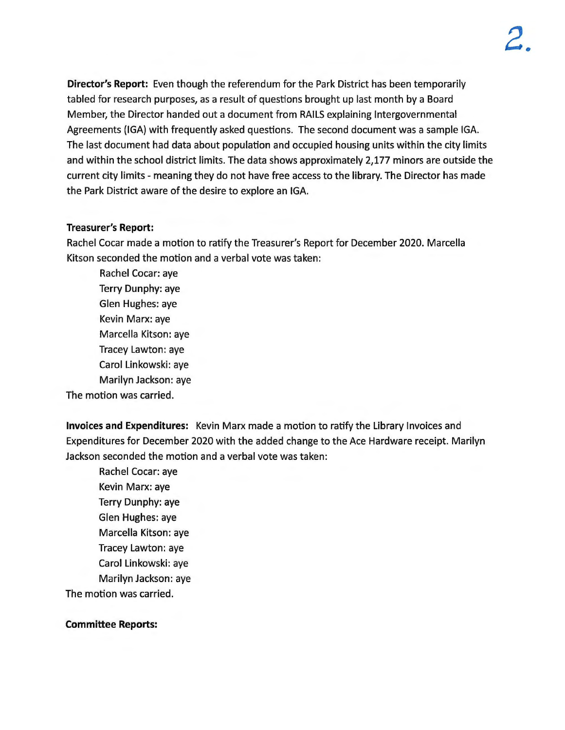**Director's Report:** Even though the referendum for the Park District has been temporarily tabled for research purposes, as a result of questions brought up last month by a Board Member, the Director handed out a document from RAILS explaining Intergovernmental Agreements (IGA) with frequently asked questions. The second document was a sample IGA. The last document had data about population and occupied housing units within the city limits and within the school district limits. The data shows approximately 2,177 minors are outside the current city limits - meaning they do not have free access to the library. The Director has made the Park District aware of the desire to explore an IGA.

**Treasurer's Report:**

Rachel Cocar made a motion to ratify the Treasurer's Report for December 2020. Marcella Kitson seconded the motion and a verbal vote was taken:

Rachel Cocar: aye
Terry Dunphy: aye
Glen Hughes: aye
Kevin Marx: aye
Marcella Kitson: aye
Tracey Lawton: aye
Carol Linkowski: aye
Marilyn Jackson: aye

The motion was carried.

**Invoices and Expenditures:** Kevin Marx made a motion to ratify the Library Invoices and Expenditures for December 2020 with the added change to the Ace Hardware receipt. Marilyn Jackson seconded the motion and a verbal vote was taken:

Rachel Cocar: aye
Kevin Marx: aye
Terry Dunphy: aye
Glen Hughes: aye
Marcella Kitson: aye
Tracey Lawton: aye
Carol Linkowski: aye
Marilyn Jackson: aye

The motion was carried.

**Committee Reports:**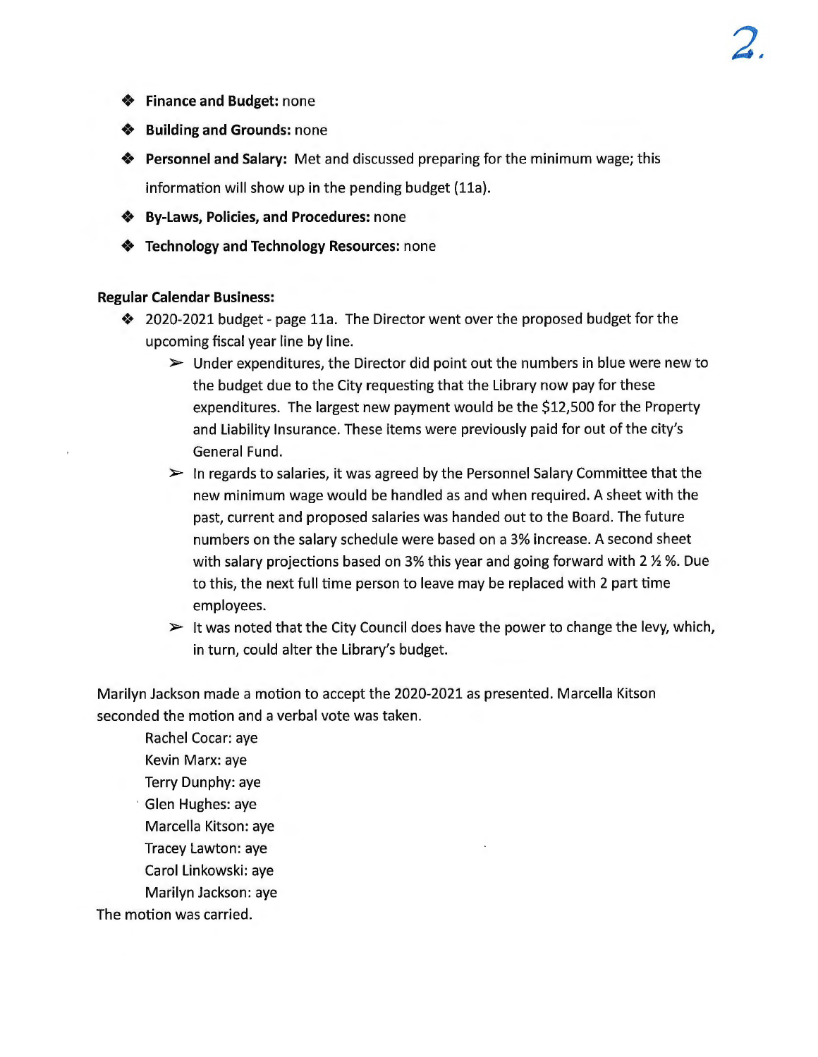- **Finance and Budget:** none
- **Building and Grounds:** none
- **Personnel and Salary:** Met and discussed preparing for the minimum wage; this information will show up in the pending budget (11a).
- **By-Laws, Policies, and Procedures:** none
- **Technology and Technology Resources:** none

**Regular Calendar Business:**

- 2020-2021 budget - page 11a. The Director went over the proposed budget for the upcoming fiscal year line by line.
  - Under expenditures, the Director did point out the numbers in blue were new to the budget due to the City requesting that the Library now pay for these expenditures. The largest new payment would be the $12,500 for the Property and Liability Insurance. These items were previously paid for out of the city's General Fund.
  - In regards to salaries, it was agreed by the Personnel Salary Committee that the new minimum wage would be handled as and when required. A sheet with the past, current and proposed salaries was handed out to the Board. The future numbers on the salary schedule were based on a 3% increase. A second sheet with salary projections based on 3% this year and going forward with 2 ½ %. Due to this, the next full time person to leave may be replaced with 2 part time employees.
  - It was noted that the City Council does have the power to change the levy, which, in turn, could alter the Library's budget.

Marilyn Jackson made a motion to accept the 2020-2021 as presented. Marcella Kitson seconded the motion and a verbal vote was taken.

Rachel Cocar: aye
Kevin Marx: aye
Terry Dunphy: aye
Glen Hughes: aye
Marcella Kitson: aye
Tracey Lawton: aye
Carol Linkowski: aye
Marilyn Jackson: aye

The motion was carried.